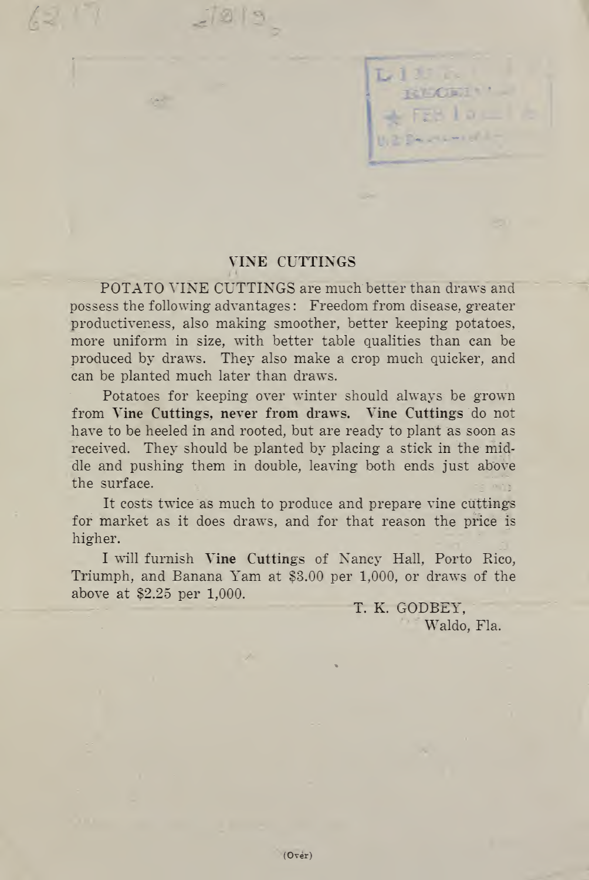## VINE CUTTINGS

POTATO VINE CUTTINGS are much better than draws and possess the following advantages: Freedom from disease, greater productiveness, also making smoother, better keeping potatoes, more uniform in size, with better table qualities than can be produced by draws. They also make a crop much quicker, and can be planted much later than draws.

Potatoes for keeping over winter should always be grown from **Vine Cuttings, never from draws. Vine Cuttings** do not have to be heeled in and rooted, but are ready to plant as soon as received. They should be planted by placing a stick in the middle and pushing them in double, leaving both ends just above the surface.

It costs twice as much to produce and prepare vine cuttings for market as it does draws, and for that reason the price is higher.

I will furnish **Vine Cuttings** of Nancy Hall, Porto Rico, Triumph, and Banana Yam at $3.00 per 1,000, or draws of the above at $2.25 per 1,000.

T. K. GODBEY,
Waldo, Fla.

(Over)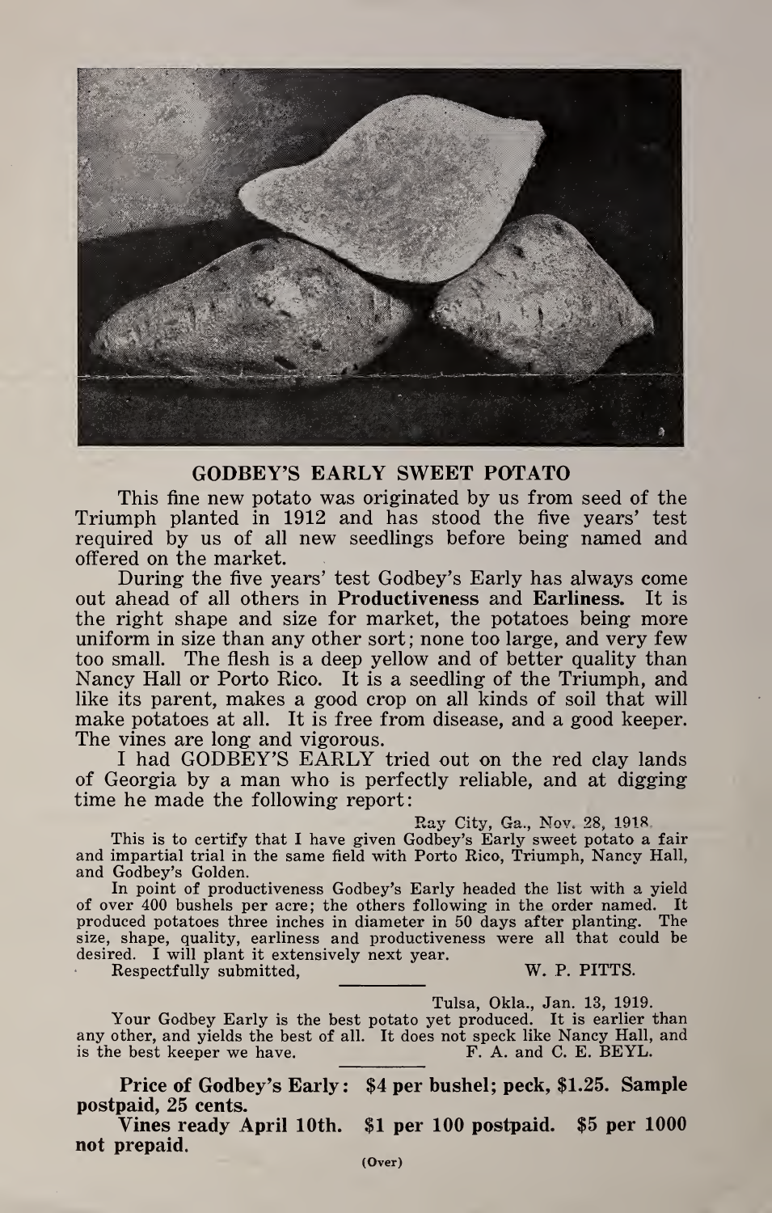## GODBEY'S EARLY SWEET POTATO

This fine new potato was originated by us from seed of the Triumph planted in 1912 and has stood the five years' test required by us of all new seedlings before being named and offered on the market.

During the five years' test Godbey's Early has always come out ahead of all others in **Productiveness** and **Earliness.** It is the right shape and size for market, the potatoes being more uniform in size than any other sort; none too large, and very few too small. The flesh is a deep yellow and of better quality than Nancy Hall or Porto Rico. It is a seedling of the Triumph, and like its parent, makes a good crop on all kinds of soil that will make potatoes at all. It is free from disease, and a good keeper. The vines are long and vigorous.

I had GODBEY'S EARLY tried out on the red clay lands of Georgia by a man who is perfectly reliable, and at digging time he made the following report:

Ray City, Ga., Nov. 28, 1918.

This is to certify that I have given Godbey's Early sweet potato a fair and impartial trial in the same field with Porto Rico, Triumph, Nancy Hall, and Godbey's Golden.

In point of productiveness Godbey's Early headed the list with a yield of over 400 bushels per acre; the others following in the order named. It produced potatoes three inches in diameter in 50 days after planting. The size, shape, quality, earliness and productiveness were all that could be desired. I will plant it extensively next year.

Respectfully submitted, W. P. PITTS.

---

Tulsa, Okla., Jan. 13, 1919.

Your Godbey Early is the best potato yet produced. It is earlier than any other, and yields the best of all. It does not speck like Nancy Hall, and is the best keeper we have. F. A. and C. E. BEYL.

---

**Price of Godbey's Early: $4 per bushel; peck, $1.25. Sample postpaid, 25 cents.**

**Vines ready April 10th. $1 per 100 postpaid. $5 per 1000 not prepaid.**

(Over)